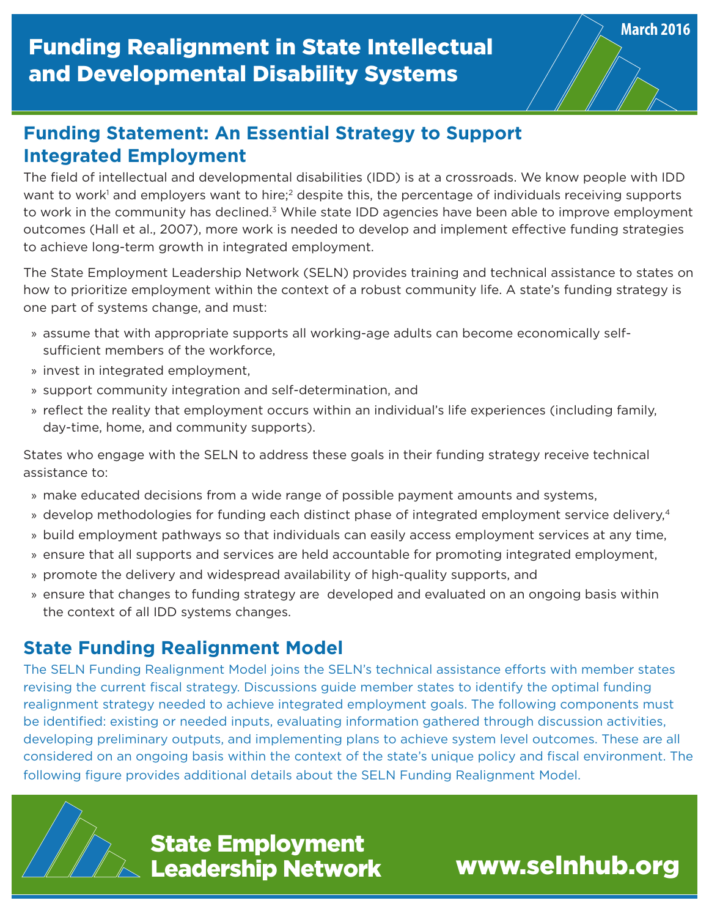March 2016

# Funding Realignment in State Intellectual and Developmental Disability Systems

## Funding Statement: An Essential Strategy to Support Integrated Employment

The field of intellectual and developmental disabilities (IDD) is at a crossroads. We know people with IDD want to work[1] and employers want to hire;[2] despite this, the percentage of individuals receiving supports to work in the community has declined.[3] While state IDD agencies have been able to improve employment outcomes (Hall et al., 2007), more work is needed to develop and implement effective funding strategies to achieve long-term growth in integrated employment.

The State Employment Leadership Network (SELN) provides training and technical assistance to states on how to prioritize employment within the context of a robust community life. A state's funding strategy is one part of systems change, and must:

- assume that with appropriate supports all working-age adults can become economically self-sufficient members of the workforce,
- invest in integrated employment,
- support community integration and self-determination, and
- reflect the reality that employment occurs within an individual's life experiences (including family, day-time, home, and community supports).

States who engage with the SELN to address these goals in their funding strategy receive technical assistance to:

- make educated decisions from a wide range of possible payment amounts and systems,
- develop methodologies for funding each distinct phase of integrated employment service delivery,[4]
- build employment pathways so that individuals can easily access employment services at any time,
- ensure that all supports and services are held accountable for promoting integrated employment,
- promote the delivery and widespread availability of high-quality supports, and
- ensure that changes to funding strategy are developed and evaluated on an ongoing basis within the context of all IDD systems changes.

## State Funding Realignment Model

The SELN Funding Realignment Model joins the SELN's technical assistance efforts with member states revising the current fiscal strategy. Discussions guide member states to identify the optimal funding realignment strategy needed to achieve integrated employment goals. The following components must be identified: existing or needed inputs, evaluating information gathered through discussion activities, developing preliminary outputs, and implementing plans to achieve system level outcomes. These are all considered on an ongoing basis within the context of the state's unique policy and fiscal environment. The following figure provides additional details about the SELN Funding Realignment Model.

State Employment Leadership Network

www.selnhub.org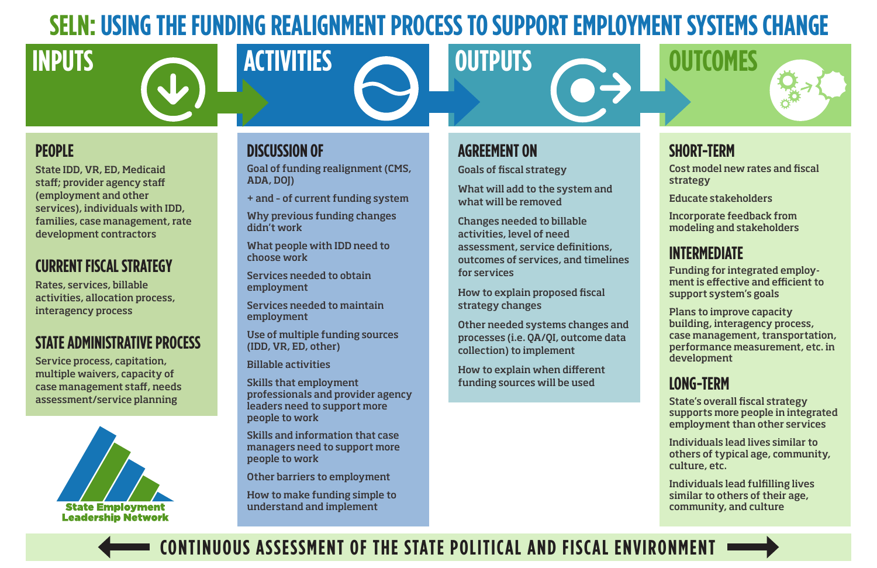# SELN: USING THE FUNDING REALIGNMENT PROCESS TO SUPPORT EMPLOYMENT SYSTEMS CHANGE

## INPUTS

### PEOPLE

State IDD, VR, ED, Medicaid staff; provider agency staff (employment and other services), individuals with IDD, families, case management, rate development contractors

### CURRENT FISCAL STRATEGY

Rates, services, billable activities, allocation process, interagency process

### STATE ADMINISTRATIVE PROCESS

Service process, capitation, multiple waivers, capacity of case management staff, needs assessment/service planning

## ACTIVITIES

### DISCUSSION OF

- Goal of funding realignment (CMS, ADA, DOJ)
- + and - of current funding system
- Why previous funding changes didn't work
- What people with IDD need to choose work
- Services needed to obtain employment
- Services needed to maintain employment
- Use of multiple funding sources (IDD, VR, ED, other)
- Billable activities
- Skills that employment professionals and provider agency leaders need to support more people to work
- Skills and information that case managers need to support more people to work
- Other barriers to employment
- How to make funding simple to understand and implement

## OUTPUTS

### AGREEMENT ON

- Goals of fiscal strategy
- What will add to the system and what will be removed
- Changes needed to billable activities, level of need assessment, service definitions, outcomes of services, and timelines for services
- How to explain proposed fiscal strategy changes
- Other needed systems changes and processes (i.e. QA/QI, outcome data collection) to implement
- How to explain when different funding sources will be used

## OUTCOMES

### SHORT-TERM

- Cost model new rates and fiscal strategy
- Educate stakeholders
- Incorporate feedback from modeling and stakeholders

### INTERMEDIATE

- Funding for integrated employment is effective and efficient to support system's goals
- Plans to improve capacity building, interagency process, case management, transportation, performance measurement, etc. in development

### LONG-TERM

- State's overall fiscal strategy supports more people in integrated employment than other services
- Individuals lead lives similar to others of typical age, community, culture, etc.
- Individuals lead fulfilling lives similar to others of their age, community, and culture

State Employment Leadership Network

**CONTINUOUS ASSESSMENT OF THE STATE POLITICAL AND FISCAL ENVIRONMENT**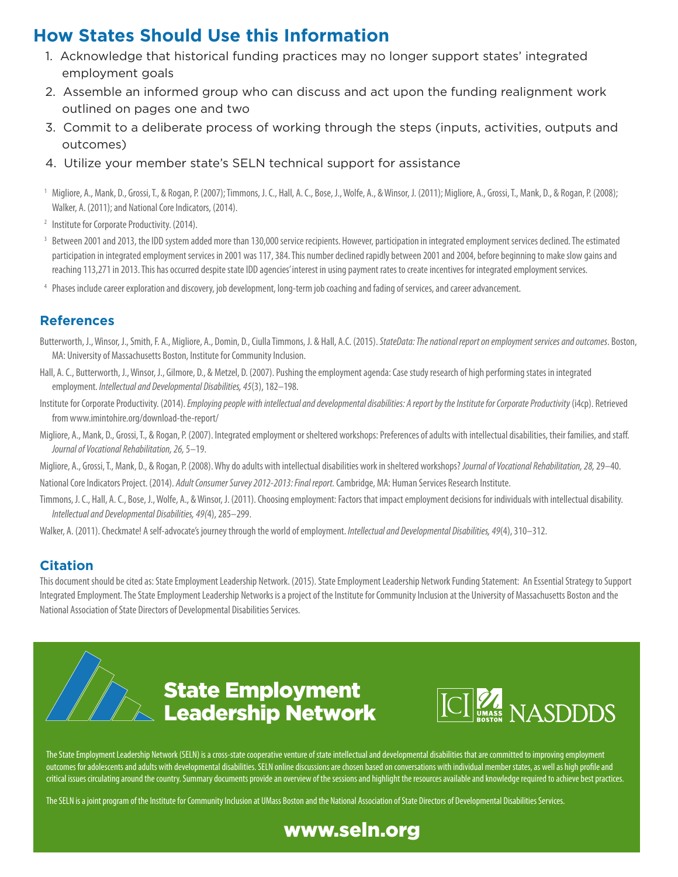## How States Should Use this Information

1. Acknowledge that historical funding practices may no longer support states' integrated employment goals
2. Assemble an informed group who can discuss and act upon the funding realignment work outlined on pages one and two
3. Commit to a deliberate process of working through the steps (inputs, activities, outputs and outcomes)
4. Utilize your member state's SELN technical support for assistance

[1] Migliore, A., Mank, D., Grossi, T., & Rogan, P. (2007); Timmons, J. C., Hall, A. C., Bose, J., Wolfe, A., & Winsor, J. (2011); Migliore, A., Grossi, T., Mank, D., & Rogan, P. (2008); Walker, A. (2011); and National Core Indicators, (2014).

[2] Institute for Corporate Productivity. (2014).

[3] Between 2001 and 2013, the IDD system added more than 130,000 service recipients. However, participation in integrated employment services declined. The estimated participation in integrated employment services in 2001 was 117, 384. This number declined rapidly between 2001 and 2004, before beginning to make slow gains and reaching 113,271 in 2013. This has occurred despite state IDD agencies' interest in using payment rates to create incentives for integrated employment services.

[4] Phases include career exploration and discovery, job development, long-term job coaching and fading of services, and career advancement.

### References

Butterworth, J., Winsor, J., Smith, F. A., Migliore, A., Domin, D., Ciulla Timmons, J. & Hall, A.C. (2015). *StateData: The national report on employment services and outcomes*. Boston, MA: University of Massachusetts Boston, Institute for Community Inclusion.

Hall, A. C., Butterworth, J., Winsor, J., Gilmore, D., & Metzel, D. (2007). Pushing the employment agenda: Case study research of high performing states in integrated employment. *Intellectual and Developmental Disabilities, 45*(3), 182–198.

Institute for Corporate Productivity. (2014). *Employing people with intellectual and developmental disabilities: A report by the Institute for Corporate Productivity* (i4cp). Retrieved from www.imintohire.org/download-the-report/

Migliore, A., Mank, D., Grossi, T., & Rogan, P. (2007). Integrated employment or sheltered workshops: Preferences of adults with intellectual disabilities, their families, and staff. *Journal of Vocational Rehabilitation, 26,* 5–19.

Migliore, A., Grossi, T., Mank, D., & Rogan, P. (2008). Why do adults with intellectual disabilities work in sheltered workshops? *Journal of Vocational Rehabilitation, 28,* 29–40.

National Core Indicators Project. (2014). *Adult Consumer Survey 2012-2013: Final report*. Cambridge, MA: Human Services Research Institute.

Timmons, J. C., Hall, A. C., Bose, J., Wolfe, A., & Winsor, J. (2011). Choosing employment: Factors that impact employment decisions for individuals with intellectual disability. *Intellectual and Developmental Disabilities, 49*(4), 285–299.

Walker, A. (2011). Checkmate! A self-advocate's journey through the world of employment. *Intellectual and Developmental Disabilities, 49*(4), 310–312.

### Citation

This document should be cited as: State Employment Leadership Network. (2015). State Employment Leadership Network Funding Statement: An Essential Strategy to Support Integrated Employment. The State Employment Leadership Networks is a project of the Institute for Community Inclusion at the University of Massachusetts Boston and the National Association of State Directors of Developmental Disabilities Services.

## State Employment Leadership Network

ICI UMASS BOSTON NASDDDS

The State Employment Leadership Network (SELN) is a cross-state cooperative venture of state intellectual and developmental disabilities that are committed to improving employment outcomes for adolescents and adults with developmental disabilities. SELN online discussions are chosen based on conversations with individual member states, as well as high profile and critical issues circulating around the country. Summary documents provide an overview of the sessions and highlight the resources available and knowledge required to achieve best practices.

The SELN is a joint program of the Institute for Community Inclusion at UMass Boston and the National Association of State Directors of Developmental Disabilities Services.

**www.seln.org**